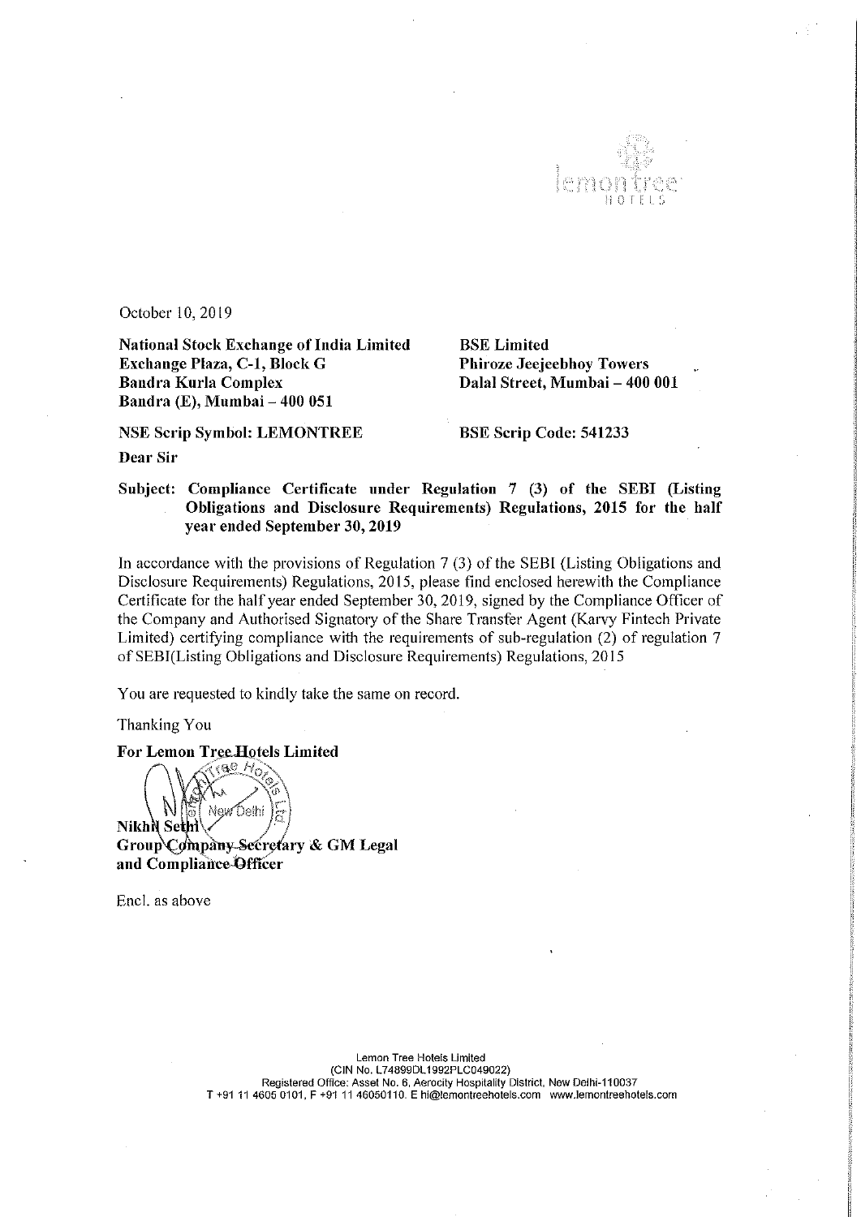October 10, 2019

**National Stock Exchange of India Limited**
**Exchange Plaza, C-1, Block G**
**Bandra Kurla Complex**
**Bandra (E), Mumbai – 400 051**

**BSE Limited**
**Phiroze Jeejeebhoy Towers**
**Dalal Street, Mumbai – 400 001**

**NSE Scrip Symbol: LEMONTREE**

**BSE Scrip Code: 541233**

**Dear Sir**

**Subject: Compliance Certificate under Regulation 7 (3) of the SEBI (Listing Obligations and Disclosure Requirements) Regulations, 2015 for the half year ended September 30, 2019**

In accordance with the provisions of Regulation 7 (3) of the SEBI (Listing Obligations and Disclosure Requirements) Regulations, 2015, please find enclosed herewith the Compliance Certificate for the half year ended September 30, 2019, signed by the Compliance Officer of the Company and Authorised Signatory of the Share Transfer Agent (Karvy Fintech Private Limited) certifying compliance with the requirements of sub-regulation (2) of regulation 7 of SEBI(Listing Obligations and Disclosure Requirements) Regulations, 2015

You are requested to kindly take the same on record.

Thanking You

**For Lemon Tree Hotels Limited**

**Nikhil Sethi**
**Group Company Secretary & GM Legal and Compliance Officer**

Encl. as above

Lemon Tree Hotels Limited
(CIN No. L74899DL1992PLC049022)
Registered Office: Asset No. 6, Aerocity Hospitality District, New Delhi-110037
T +91 11 4605 0101, F +91 11 46050110. E hi@lemontreehotels.com www.lemontreehotels.com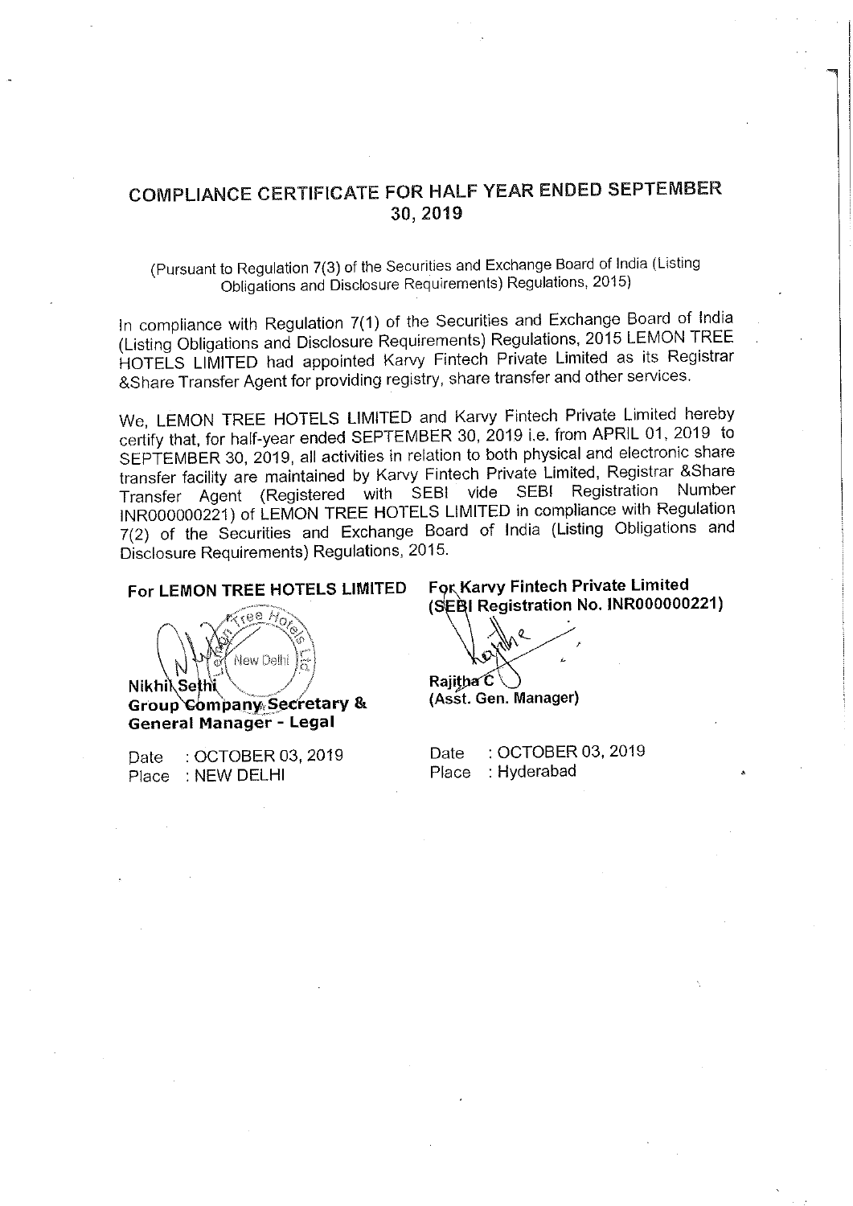# COMPLIANCE CERTIFICATE FOR HALF YEAR ENDED SEPTEMBER 30, 2019

(Pursuant to Regulation 7(3) of the Securities and Exchange Board of India (Listing Obligations and Disclosure Requirements) Regulations, 2015)

In compliance with Regulation 7(1) of the Securities and Exchange Board of India (Listing Obligations and Disclosure Requirements) Regulations, 2015 LEMON TREE HOTELS LIMITED had appointed Karvy Fintech Private Limited as its Registrar &Share Transfer Agent for providing registry, share transfer and other services.

We, LEMON TREE HOTELS LIMITED and Karvy Fintech Private Limited hereby certify that, for half-year ended SEPTEMBER 30, 2019 i.e. from APRIL 01, 2019 to SEPTEMBER 30, 2019, all activities in relation to both physical and electronic share transfer facility are maintained by Karvy Fintech Private Limited, Registrar &Share Transfer Agent (Registered with SEBI vide SEBI Registration Number INR000000221) of LEMON TREE HOTELS LIMITED in compliance with Regulation 7(2) of the Securities and Exchange Board of India (Listing Obligations and Disclosure Requirements) Regulations, 2015.

**For LEMON TREE HOTELS LIMITED**

Lemon Tree Hotels Ltd. New Delhi

**Nikhil Sethi**
**Group Company Secretary & General Manager - Legal**

Date : OCTOBER 03, 2019
Place : NEW DELHI

**For Karvy Fintech Private Limited (SEBI Registration No. INR000000221)**

**Rajitha C**
**(Asst. Gen. Manager)**

Date : OCTOBER 03, 2019
Place : Hyderabad